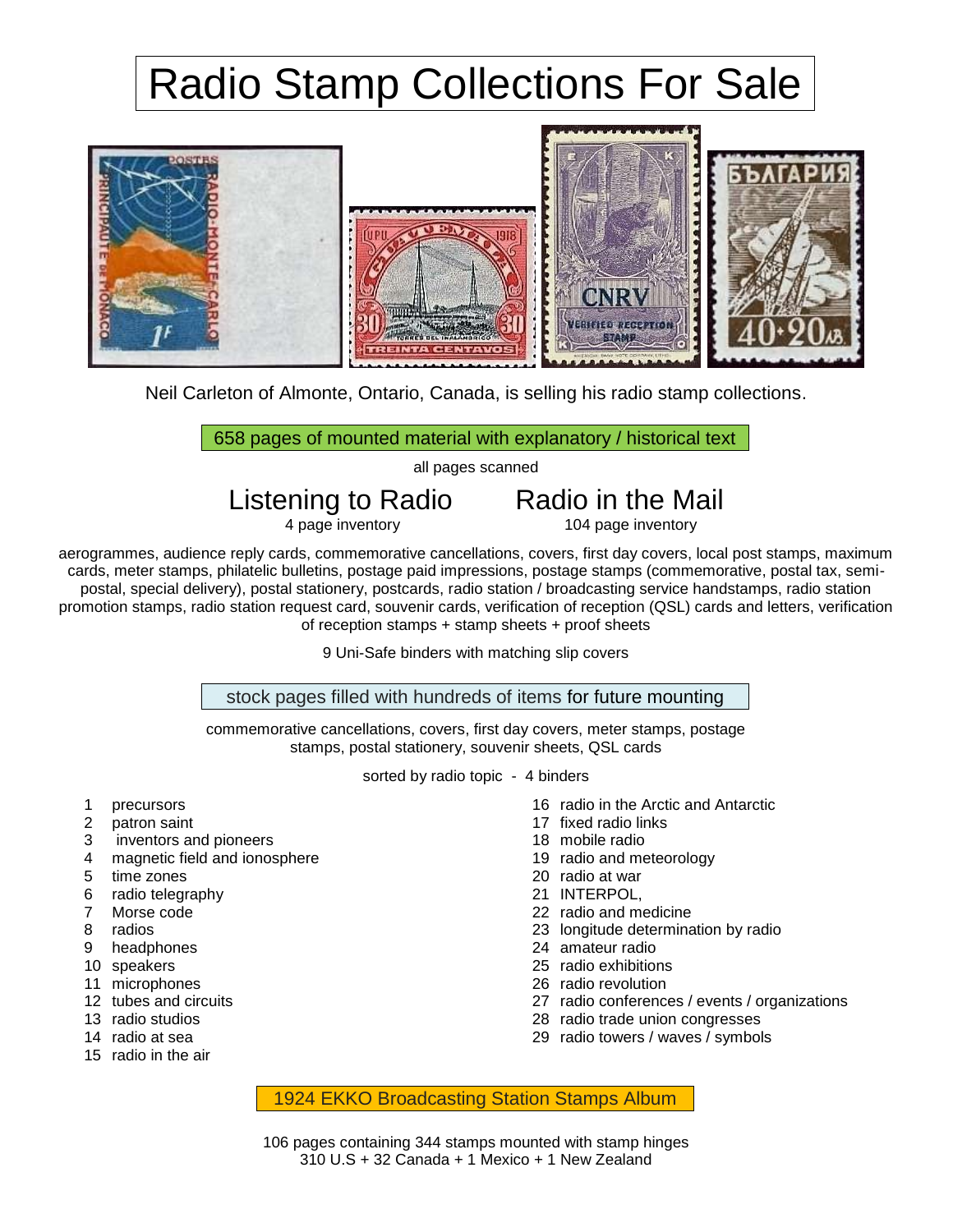# Radio Stamp Collections For Sale

Neil Carleton of Almonte, Ontario, Canada, is selling his radio stamp collections.

## 658 pages of mounted material with explanatory / historical text

all pages scanned

**Listening to Radio**
4 page inventory

**Radio in the Mail**
104 page inventory

aerogrammes, audience reply cards, commemorative cancellations, covers, first day covers, local post stamps, maximum cards, meter stamps, philatelic bulletins, postage paid impressions, postage stamps (commemorative, postal tax, semi-postal, special delivery), postal stationery, postcards, radio station / broadcasting service handstamps, radio station promotion stamps, radio station request card, souvenir cards, verification of reception (QSL) cards and letters, verification of reception stamps + stamp sheets + proof sheets

9 Uni-Safe binders with matching slip covers

## stock pages filled with hundreds of items for future mounting

commemorative cancellations, covers, first day covers, meter stamps, postage stamps, postal stationery, souvenir sheets, QSL cards

sorted by radio topic - 4 binders

1. precursors
2. patron saint
3. inventors and pioneers
4. magnetic field and ionosphere
5. time zones
6. radio telegraphy
7. Morse code
8. radios
9. headphones
10. speakers
11. microphones
12. tubes and circuits
13. radio studios
14. radio at sea
15. radio in the air
16. radio in the Arctic and Antarctic
17. fixed radio links
18. mobile radio
19. radio and meteorology
20. radio at war
21. INTERPOL,
22. radio and medicine
23. longitude determination by radio
24. amateur radio
25. radio exhibitions
26. radio revolution
27. radio conferences / events / organizations
28. radio trade union congresses
29. radio towers / waves / symbols

## 1924 EKKO Broadcasting Station Stamps Album

106 pages containing 344 stamps mounted with stamp hinges
310 U.S + 32 Canada + 1 Mexico + 1 New Zealand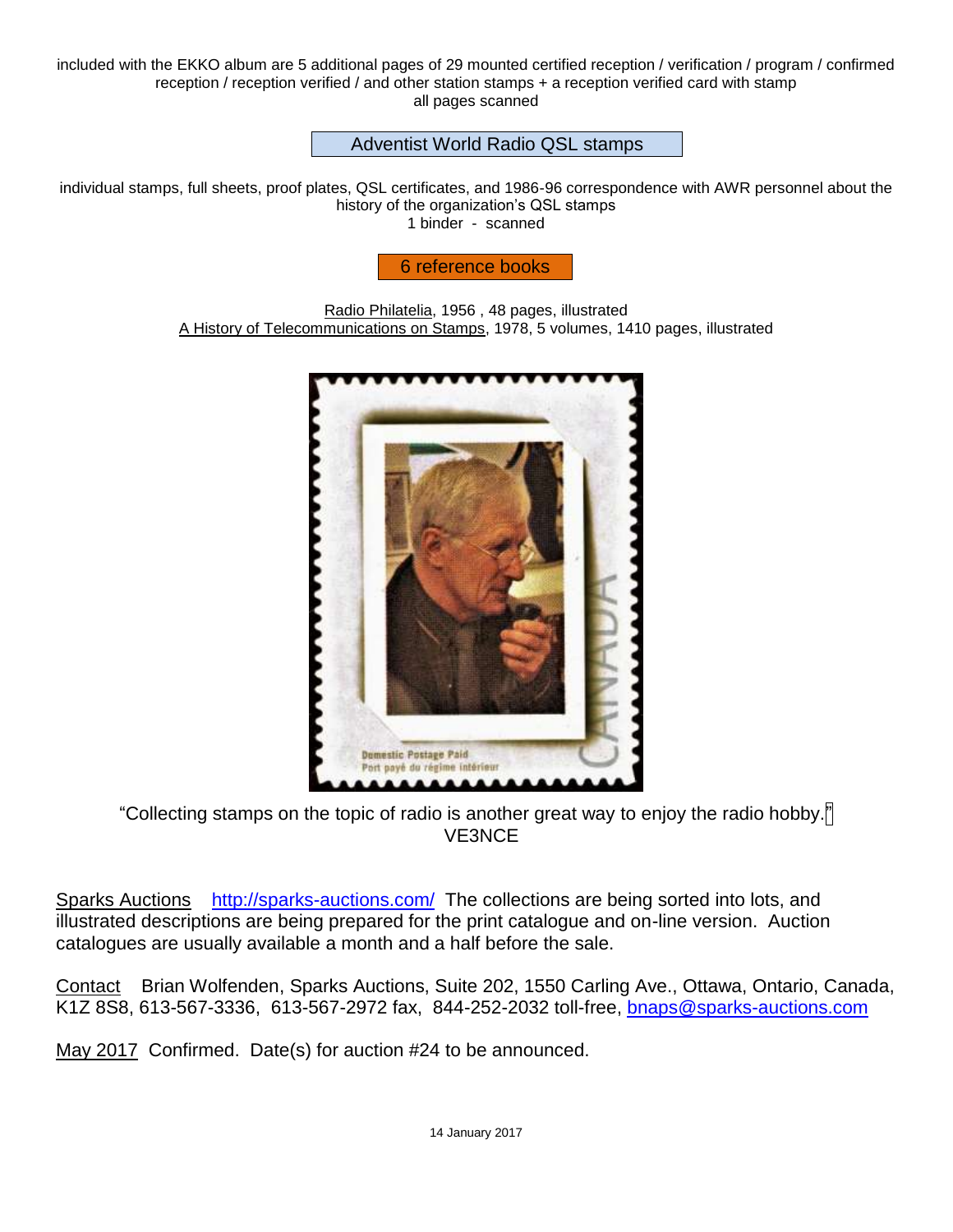included with the EKKO album are 5 additional pages of 29 mounted certified reception / verification / program / confirmed reception / reception verified / and other station stamps + a reception verified card with stamp
all pages scanned

## Adventist World Radio QSL stamps

individual stamps, full sheets, proof plates, QSL certificates, and 1986-96 correspondence with AWR personnel about the history of the organization's QSL stamps
1 binder - scanned

## 6 reference books

Radio Philatelia, 1956 , 48 pages, illustrated
A History of Telecommunications on Stamps, 1978, 5 volumes, 1410 pages, illustrated

"Collecting stamps on the topic of radio is another great way to enjoy the radio hobby."
VE3NCE

Sparks Auctions http://sparks-auctions.com/ The collections are being sorted into lots, and illustrated descriptions are being prepared for the print catalogue and on-line version. Auction catalogues are usually available a month and a half before the sale.

Contact Brian Wolfenden, Sparks Auctions, Suite 202, 1550 Carling Ave., Ottawa, Ontario, Canada, K1Z 8S8, 613-567-3336, 613-567-2972 fax, 844-252-2032 toll-free, bnaps@sparks-auctions.com

May 2017 Confirmed. Date(s) for auction #24 to be announced.

14 January 2017